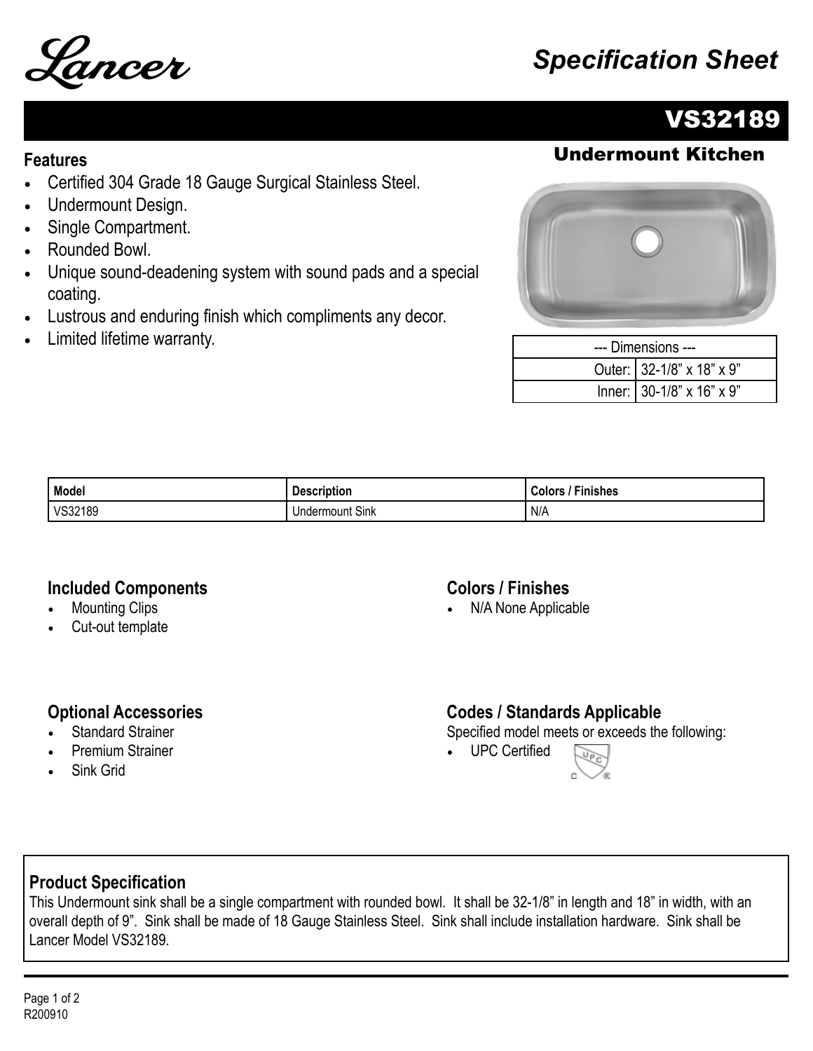Lancer

*Specification Sheet*

# VS32189

## Undermount Kitchen

### Features

- Certified 304 Grade 18 Gauge Surgical Stainless Steel.
- Undermount Design.
- Single Compartment.
- Rounded Bowl.
- Unique sound-deadening system with sound pads and a special coating.
- Lustrous and enduring finish which compliments any decor.
- Limited lifetime warranty.

| --- Dimensions --- | |
|---|---|
| Outer: | 32-1/8" x 18" x 9" |
| Inner: | 30-1/8" x 16" x 9" |

| Model | Description | Colors / Finishes |
|---|---|---|
| VS32189 | Undermount Sink | N/A |

### Included Components

- Mounting Clips
- Cut-out template

### Colors / Finishes

- N/A None Applicable

### Optional Accessories

- Standard Strainer
- Premium Strainer
- Sink Grid

### Codes / Standards Applicable

Specified model meets or exceeds the following:

- UPC Certified

### Product Specification

This Undermount sink shall be a single compartment with rounded bowl. It shall be 32-1/8" in length and 18" in width, with an overall depth of 9". Sink shall be made of 18 Gauge Stainless Steel. Sink shall include installation hardware. Sink shall be Lancer Model VS32189.

R200910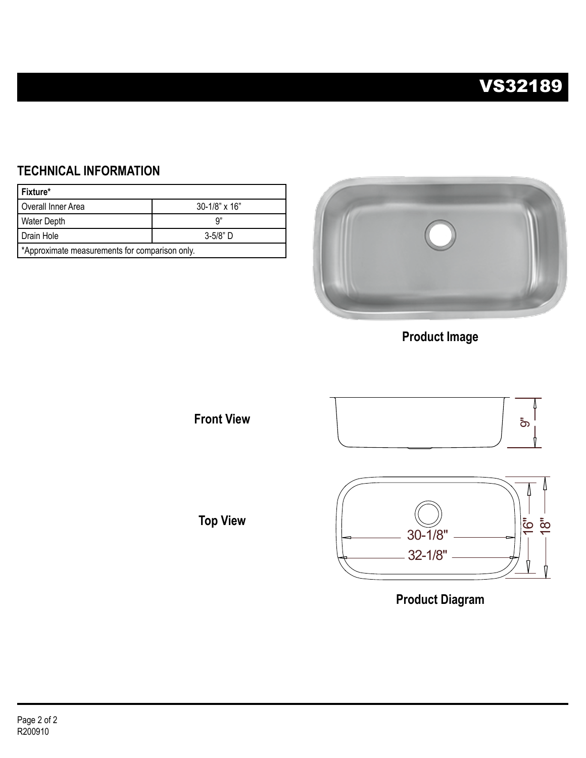# VS32189

## TECHNICAL INFORMATION

| Fixture* | |
| --- | --- |
| Overall Inner Area | 30-1/8" x 16" |
| Water Depth | 9" |
| Drain Hole | 3-5/8" D |
| *Approximate measurements for comparison only. | |

Product Image

Front View

9"

Top View

30-1/8"

32-1/8"

16"

18"

Product Diagram

R200910